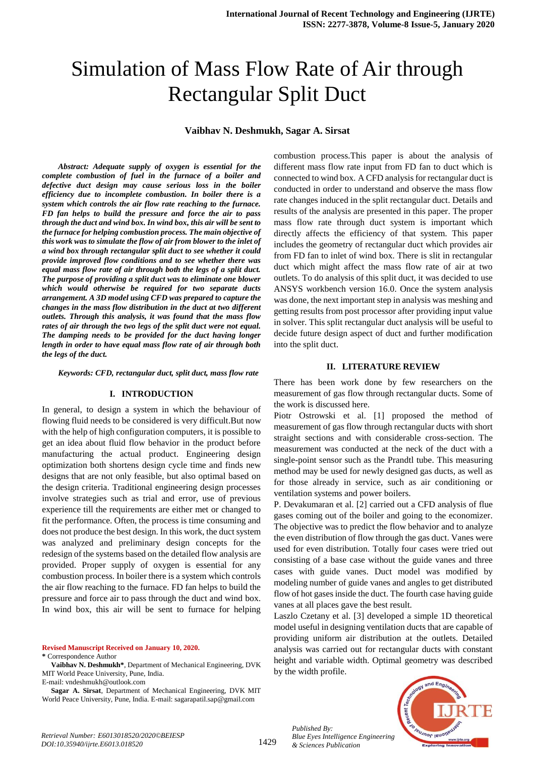# Simulation of Mass Flow Rate of Air through Rectangular Split Duct

**Vaibhav N. Deshmukh, Sagar A. Sirsat**

***Abstract: Adequate supply of oxygen is essential for the complete combustion of fuel in the furnace of a boiler and defective duct design may cause serious loss in the boiler efficiency due to incomplete combustion. In boiler there is a system which controls the air flow rate reaching to the furnace. FD fan helps to build the pressure and force the air to pass through the duct and wind box. In wind box, this air will be sent to the furnace for helping combustion process. The main objective of this work was to simulate the flow of air from blower to the inlet of a wind box through rectangular split duct to see whether it could provide improved flow conditions and to see whether there was equal mass flow rate of air through both the legs of a split duct. The purpose of providing a split duct was to eliminate one blower which would otherwise be required for two separate ducts arrangement. A 3D model using CFD was prepared to capture the changes in the mass flow distribution in the duct at two different outlets. Through this analysis, it was found that the mass flow rates of air through the two legs of the split duct were not equal. The damping needs to be provided for the duct having longer length in order to have equal mass flow rate of air through both the legs of the duct.***

***Keywords: CFD, rectangular duct, split duct, mass flow rate***

## I. INTRODUCTION

In general, to design a system in which the behaviour of flowing fluid needs to be considered is very difficult.But now with the help of high configuration computers, it is possible to get an idea about fluid flow behavior in the product before manufacturing the actual product. Engineering design optimization both shortens design cycle time and finds new designs that are not only feasible, but also optimal based on the design criteria. Traditional engineering design processes involve strategies such as trial and error, use of previous experience till the requirements are either met or changed to fit the performance. Often, the process is time consuming and does not produce the best design. In this work, the duct system was analyzed and preliminary design concepts for the redesign of the systems based on the detailed flow analysis are provided. Proper supply of oxygen is essential for any combustion process. In boiler there is a system which controls the air flow reaching to the furnace. FD fan helps to build the pressure and force air to pass through the duct and wind box. In wind box, this air will be sent to furnace for helping combustion process.This paper is about the analysis of different mass flow rate input from FD fan to duct which is connected to wind box. A CFD analysis for rectangular duct is conducted in order to understand and observe the mass flow rate changes induced in the split rectangular duct. Details and results of the analysis are presented in this paper. The proper mass flow rate through duct system is important which directly affects the efficiency of that system. This paper includes the geometry of rectangular duct which provides air from FD fan to inlet of wind box. There is slit in rectangular duct which might affect the mass flow rate of air at two outlets. To do analysis of this split duct, it was decided to use ANSYS workbench version 16.0. Once the system analysis was done, the next important step in analysis was meshing and getting results from post processor after providing input value in solver. This split rectangular duct analysis will be useful to decide future design aspect of duct and further modification into the split duct.

## II. LITERATURE REVIEW

There has been work done by few researchers on the measurement of gas flow through rectangular ducts. Some of the work is discussed here.

Piotr Ostrowski et al. [1] proposed the method of measurement of gas flow through rectangular ducts with short straight sections and with considerable cross-section. The measurement was conducted at the neck of the duct with a single-point sensor such as the Prandtl tube. This measuring method may be used for newly designed gas ducts, as well as for those already in service, such as air conditioning or ventilation systems and power boilers.

P. Devakumaran et al. [2] carried out a CFD analysis of flue gases coming out of the boiler and going to the economizer. The objective was to predict the flow behavior and to analyze the even distribution of flow through the gas duct. Vanes were used for even distribution. Totally four cases were tried out consisting of a base case without the guide vanes and three cases with guide vanes. Duct model was modified by modeling number of guide vanes and angles to get distributed flow of hot gases inside the duct. The fourth case having guide vanes at all places gave the best result.

Laszlo Czetany et al. [3] developed a simple 1D theoretical model useful in designing ventilation ducts that are capable of providing uniform air distribution at the outlets. Detailed analysis was carried out for rectangular ducts with constant height and variable width. Optimal geometry was described by the width profile.

**Revised Manuscript Received on January 10, 2020.**

**\*** Correspondence Author

**Vaibhav N. Deshmukh\***, Department of Mechanical Engineering, DVK MIT World Peace University, Pune, India. E-mail: vndeshmukh@outlook.com

**Sagar A. Sirsat**, Department of Mechanical Engineering, DVK MIT World Peace University, Pune, India. E-mail: sagarapatil.sap@gmail.com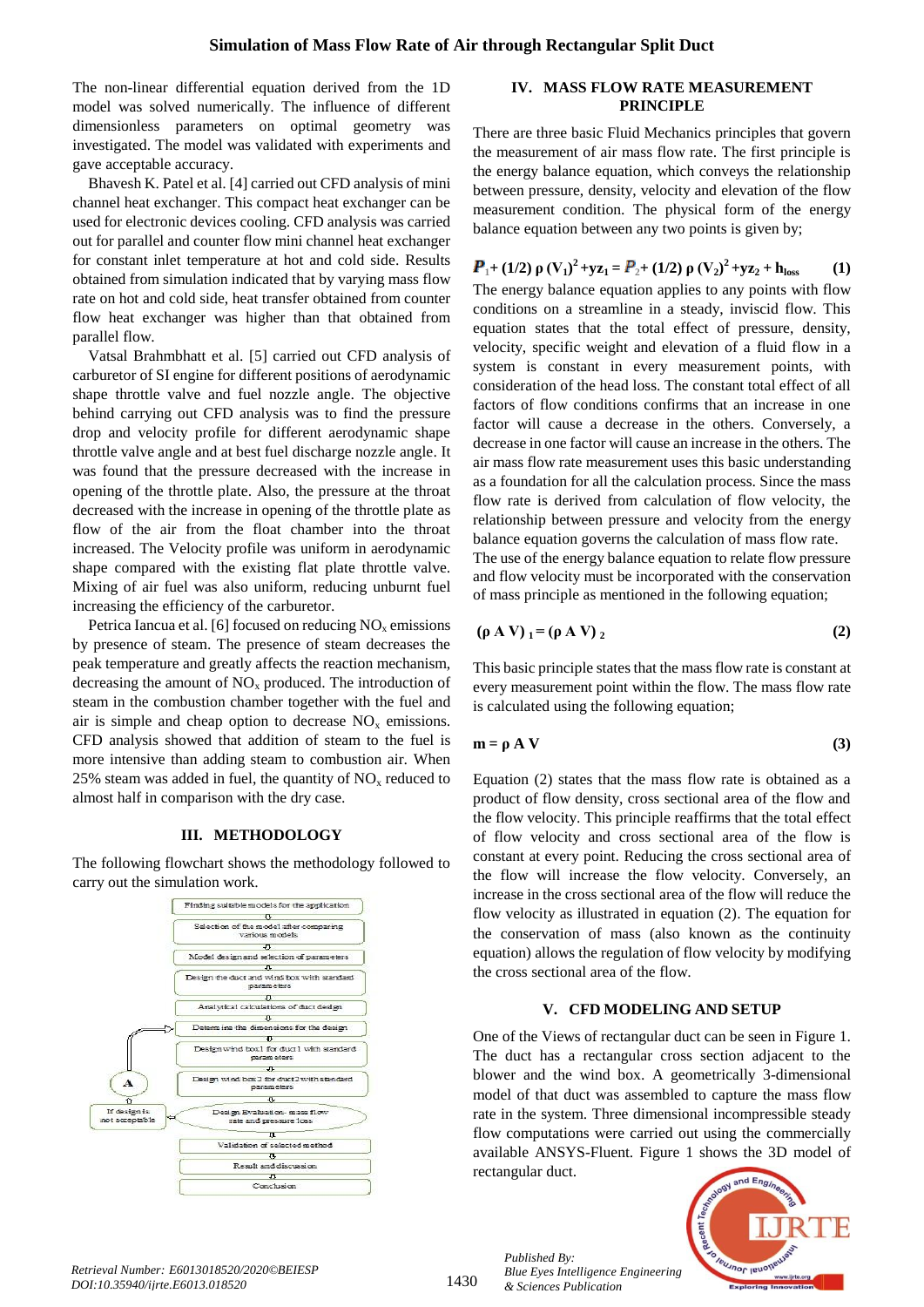The non-linear differential equation derived from the 1D model was solved numerically. The influence of different dimensionless parameters on optimal geometry was investigated. The model was validated with experiments and gave acceptable accuracy.

Bhavesh K. Patel et al. [4] carried out CFD analysis of mini channel heat exchanger. This compact heat exchanger can be used for electronic devices cooling. CFD analysis was carried out for parallel and counter flow mini channel heat exchanger for constant inlet temperature at hot and cold side. Results obtained from simulation indicated that by varying mass flow rate on hot and cold side, heat transfer obtained from counter flow heat exchanger was higher than that obtained from parallel flow.

Vatsal Brahmbhatt et al. [5] carried out CFD analysis of carburetor of SI engine for different positions of aerodynamic shape throttle valve and fuel nozzle angle. The objective behind carrying out CFD analysis was to find the pressure drop and velocity profile for different aerodynamic shape throttle valve angle and at best fuel discharge nozzle angle. It was found that the pressure decreased with the increase in opening of the throttle plate. Also, the pressure at the throat decreased with the increase in opening of the throttle plate as flow of the air from the float chamber into the throat increased. The Velocity profile was uniform in aerodynamic shape compared with the existing flat plate throttle valve. Mixing of air fuel was also uniform, reducing unburnt fuel increasing the efficiency of the carburetor.

Petrica Iancua et al. [6] focused on reducing $NO_x$ emissions by presence of steam. The presence of steam decreases the peak temperature and greatly affects the reaction mechanism, decreasing the amount of $NO_x$ produced. The introduction of steam in the combustion chamber together with the fuel and air is simple and cheap option to decrease $NO_x$ emissions. CFD analysis showed that addition of steam to the fuel is more intensive than adding steam to combustion air. When 25% steam was added in fuel, the quantity of $NO_x$ reduced to almost half in comparison with the dry case.

## III. METHODOLOGY

The following flowchart shows the methodology followed to carry out the simulation work.

Finding suitable models for the application
↓
Selection of the model after comparing various models
↓
Model design and selection of parameters
↓
Design the duct and wind box with standard parameters
↓
Analytical calculations of duct design
↓
Determine the dimensions for the design
↓
Design wind box1 for duct1 with standard parameters
↓
Design wind box2 for duct2 with standard parameters
↓
Design Evaluation- mass flow rate and pressure loss → If design is not acceptable → A → (back to Determine the dimensions for the design)
↓
Validation of selected method
↓
Result and discussion
↓
Conclusion

## IV. MASS FLOW RATE MEASUREMENT PRINCIPLE

There are three basic Fluid Mechanics principles that govern the measurement of air mass flow rate. The first principle is the energy balance equation, which conveys the relationship between pressure, density, velocity and elevation of the flow measurement condition. The physical form of the energy balance equation between any two points is given by;

$$P_1 + (1/2)\,\rho\,(V_1)^2 + yz_1 = P_2 + (1/2)\,\rho\,(V_2)^2 + yz_2 + h_{loss} \quad (1)$$

The energy balance equation applies to any points with flow conditions on a streamline in a steady, inviscid flow. This equation states that the total effect of pressure, density, velocity, specific weight and elevation of a fluid flow in a system is constant in every measurement points, with consideration of the head loss. The constant total effect of all factors of flow conditions confirms that an increase in one factor will cause a decrease in the others. Conversely, a decrease in one factor will cause an increase in the others. The air mass flow rate measurement uses this basic understanding as a foundation for all the calculation process. Since the mass flow rate is derived from calculation of flow velocity, the relationship between pressure and velocity from the energy balance equation governs the calculation of mass flow rate.

The use of the energy balance equation to relate flow pressure and flow velocity must be incorporated with the conservation of mass principle as mentioned in the following equation;

$$(\rho\,A\,V)_1 = (\rho\,A\,V)_2 \quad (2)$$

This basic principle states that the mass flow rate is constant at every measurement point within the flow. The mass flow rate is calculated using the following equation;

$$m = \rho\,A\,V \quad (3)$$

Equation (2) states that the mass flow rate is obtained as a product of flow density, cross sectional area of the flow and the flow velocity. This principle reaffirms that the total effect of flow velocity and cross sectional area of the flow is constant at every point. Reducing the cross sectional area of the flow will increase the flow velocity. Conversely, an increase in the cross sectional area of the flow will reduce the flow velocity as illustrated in equation (2). The equation for the conservation of mass (also known as the continuity equation) allows the regulation of flow velocity by modifying the cross sectional area of the flow.

## V. CFD MODELING AND SETUP

One of the Views of rectangular duct can be seen in Figure 1. The duct has a rectangular cross section adjacent to the blower and the wind box. A geometrically 3-dimensional model of that duct was assembled to capture the mass flow rate in the system. Three dimensional incompressible steady flow computations were carried out using the commercially available ANSYS-Fluent. Figure 1 shows the 3D model of rectangular duct.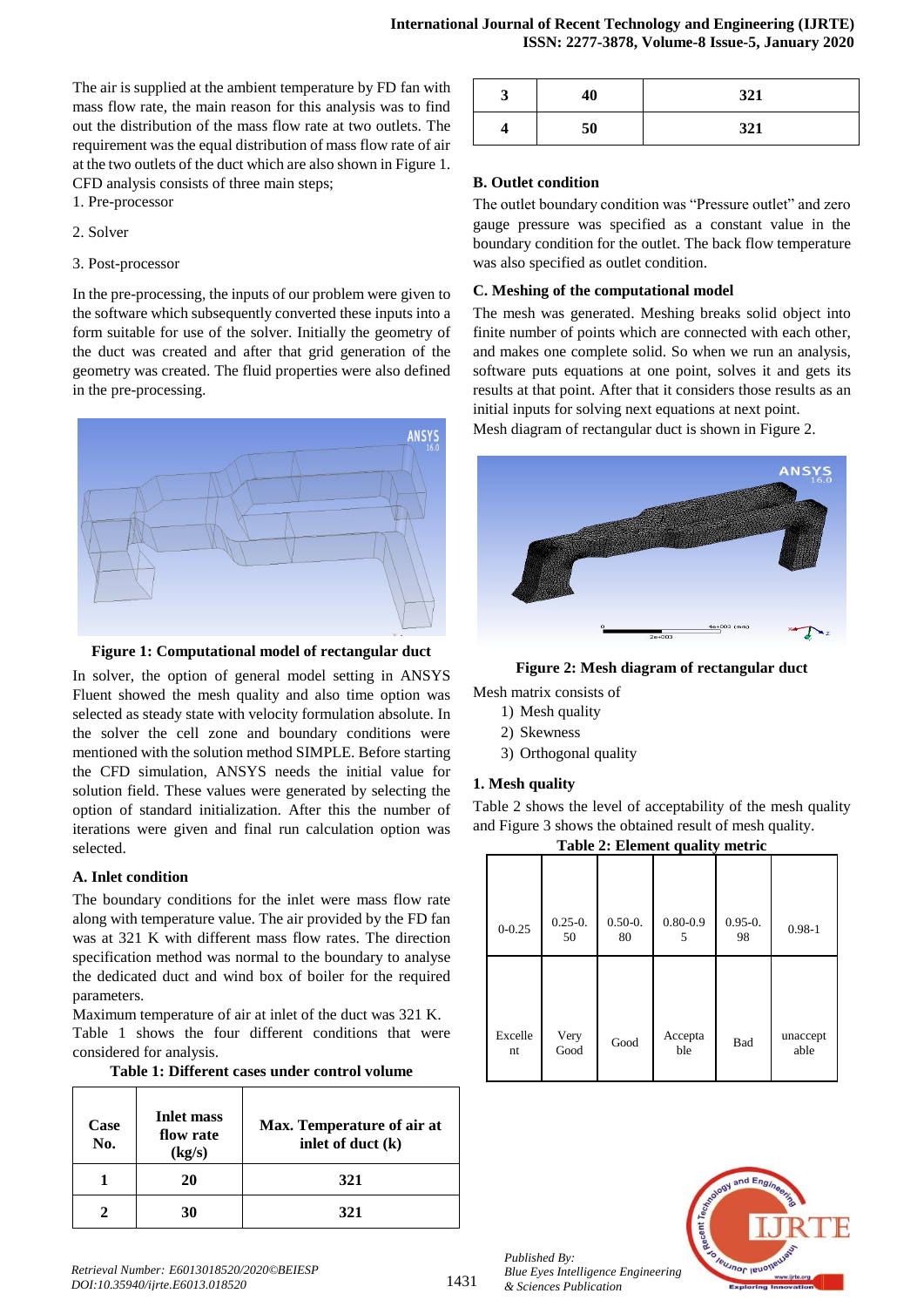The air is supplied at the ambient temperature by FD fan with mass flow rate, the main reason for this analysis was to find out the distribution of the mass flow rate at two outlets. The requirement was the equal distribution of mass flow rate of air at the two outlets of the duct which are also shown in Figure 1. CFD analysis consists of three main steps;

1. Pre-processor
2. Solver
3. Post-processor

In the pre-processing, the inputs of our problem were given to the software which subsequently converted these inputs into a form suitable for use of the solver. Initially the geometry of the duct was created and after that grid generation of the geometry was created. The fluid properties were also defined in the pre-processing.

**Figure 1: Computational model of rectangular duct**

In solver, the option of general model setting in ANSYS Fluent showed the mesh quality and also time option was selected as steady state with velocity formulation absolute. In the solver the cell zone and boundary conditions were mentioned with the solution method SIMPLE. Before starting the CFD simulation, ANSYS needs the initial value for solution field. These values were generated by selecting the option of standard initialization. After this the number of iterations were given and final run calculation option was selected.

### A. Inlet condition

The boundary conditions for the inlet were mass flow rate along with temperature value. The air provided by the FD fan was at 321 K with different mass flow rates. The direction specification method was normal to the boundary to analyse the dedicated duct and wind box of boiler for the required parameters.

Maximum temperature of air at inlet of the duct was 321 K. Table 1 shows the four different conditions that were considered for analysis.

**Table 1: Different cases under control volume**

| Case No. | Inlet mass flow rate (kg/s) | Max. Temperature of air at inlet of duct (k) |
|---|---|---|
| 1 | 20 | 321 |
| 2 | 30 | 321 |
| 3 | 40 | 321 |
| 4 | 50 | 321 |

### B. Outlet condition

The outlet boundary condition was "Pressure outlet" and zero gauge pressure was specified as a constant value in the boundary condition for the outlet. The back flow temperature was also specified as outlet condition.

### C. Meshing of the computational model

The mesh was generated. Meshing breaks solid object into finite number of points which are connected with each other, and makes one complete solid. So when we run an analysis, software puts equations at one point, solves it and gets its results at that point. After that it considers those results as an initial inputs for solving next equations at next point.

Mesh diagram of rectangular duct is shown in Figure 2.

**Figure 2: Mesh diagram of rectangular duct**

Mesh matrix consists of

1) Mesh quality
2) Skewness
3) Orthogonal quality

### 1. Mesh quality

Table 2 shows the level of acceptability of the mesh quality and Figure 3 shows the obtained result of mesh quality.

**Table 2: Element quality metric**

| 0-0.25 | 0.25-0.50 | 0.50-0.80 | 0.80-0.95 | 0.95-0.98 | 0.98-1 |
|---|---|---|---|---|---|
| Excellent | Very Good | Good | Acceptable | Bad | unacceptable |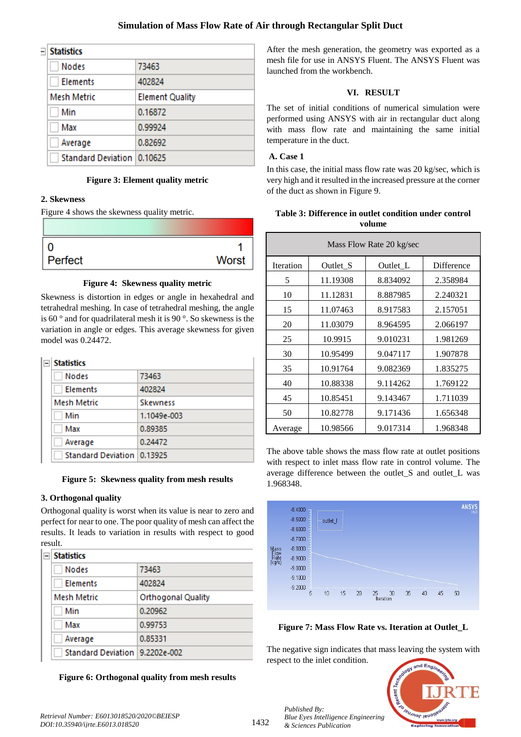| Statistics | |
|---|---|
| Nodes | 73463 |
| Elements | 402824 |
| Mesh Metric | Element Quality |
| Min | 0.16872 |
| Max | 0.99924 |
| Average | 0.82692 |
| Standard Deviation | 0.10625 |

**Figure 3: Element quality metric**

**2. Skewness**

Figure 4 shows the skewness quality metric.

| 0 Perfect | 1 Worst |
|---|---|

**Figure 4: Skewness quality metric**

Skewness is distortion in edges or angle in hexahedral and tetrahedral meshing. In case of tetrahedral meshing, the angle is 60 ° and for quadrilateral mesh it is 90 °. So skewness is the variation in angle or edges. This average skewness for given model was 0.24472.

| Statistics | |
|---|---|
| Nodes | 73463 |
| Elements | 402824 |
| Mesh Metric | Skewness |
| Min | 1.1049e-003 |
| Max | 0.89385 |
| Average | 0.24472 |
| Standard Deviation | 0.13925 |

**Figure 5: Skewness quality from mesh results**

**3. Orthogonal quality**

Orthogonal quality is worst when its value is near to zero and perfect for near to one. The poor quality of mesh can affect the results. It leads to variation in results with respect to good result.

| Statistics | |
|---|---|
| Nodes | 73463 |
| Elements | 402824 |
| Mesh Metric | Orthogonal Quality |
| Min | 0.20962 |
| Max | 0.99753 |
| Average | 0.85331 |
| Standard Deviation | 9.2202e-002 |

**Figure 6: Orthogonal quality from mesh results**

After the mesh generation, the geometry was exported as a mesh file for use in ANSYS Fluent. The ANSYS Fluent was launched from the workbench.

## VI. RESULT

The set of initial conditions of numerical simulation were performed using ANSYS with air in rectangular duct along with mass flow rate and maintaining the same initial temperature in the duct.

### A. Case 1

In this case, the initial mass flow rate was 20 kg/sec, which is very high and it resulted in the increased pressure at the corner of the duct as shown in Figure 9.

**Table 3: Difference in outlet condition under control volume**

| Mass Flow Rate 20 kg/sec | | | |
|---|---|---|---|
| Iteration | Outlet_S | Outlet_L | Difference |
| 5 | 11.19308 | 8.834092 | 2.358984 |
| 10 | 11.12831 | 8.887985 | 2.240321 |
| 15 | 11.07463 | 8.917583 | 2.157051 |
| 20 | 11.03079 | 8.964595 | 2.066197 |
| 25 | 10.9915 | 9.010231 | 1.981269 |
| 30 | 10.95499 | 9.047117 | 1.907878 |
| 35 | 10.91764 | 9.082369 | 1.835275 |
| 40 | 10.88338 | 9.114262 | 1.769122 |
| 45 | 10.85451 | 9.143467 | 1.711039 |
| 50 | 10.82778 | 9.171436 | 1.656348 |
| Average | 10.98566 | 9.017314 | 1.968348 |

The above table shows the mass flow rate at outlet positions with respect to inlet mass flow rate in control volume. The average difference between the outlet_S and outlet_L was 1.968348.

**Figure 7: Mass Flow Rate vs. Iteration at Outlet_L**

The negative sign indicates that mass leaving the system with respect to the inlet condition.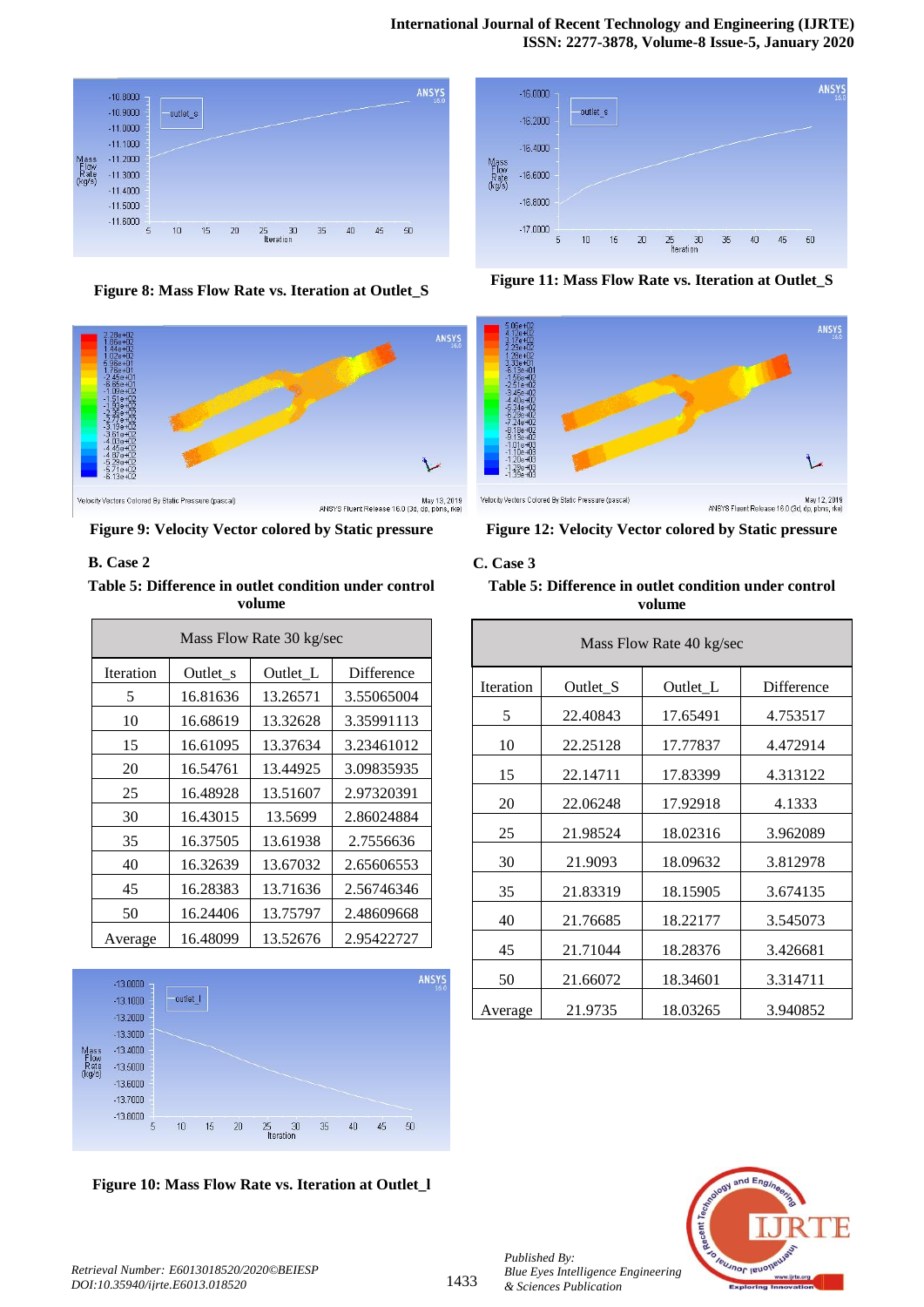Figure 8: Mass Flow Rate vs. Iteration at Outlet_S

Figure 9: Velocity Vector colored by Static pressure

### B. Case 2

**Table 5: Difference in outlet condition under control volume**

| Mass Flow Rate 30 kg/sec | | | |
|---|---|---|---|
| Iteration | Outlet_s | Outlet_L | Difference |
| 5 | 16.81636 | 13.26571 | 3.55065004 |
| 10 | 16.68619 | 13.32628 | 3.35991113 |
| 15 | 16.61095 | 13.37634 | 3.23461012 |
| 20 | 16.54761 | 13.44925 | 3.09835935 |
| 25 | 16.48928 | 13.51607 | 2.97320391 |
| 30 | 16.43015 | 13.5699 | 2.86024884 |
| 35 | 16.37505 | 13.61938 | 2.7556636 |
| 40 | 16.32639 | 13.67032 | 2.65606553 |
| 45 | 16.28383 | 13.71636 | 2.56746346 |
| 50 | 16.24406 | 13.75797 | 2.48609668 |
| Average | 16.48099 | 13.52676 | 2.95422727 |

Figure 10: Mass Flow Rate vs. Iteration at Outlet_l

Figure 11: Mass Flow Rate vs. Iteration at Outlet_S

Figure 12: Velocity Vector colored by Static pressure

### C. Case 3

**Table 5: Difference in outlet condition under control volume**

| Mass Flow Rate 40 kg/sec | | | |
|---|---|---|---|
| Iteration | Outlet_S | Outlet_L | Difference |
| 5 | 22.40843 | 17.65491 | 4.753517 |
| 10 | 22.25128 | 17.77837 | 4.472914 |
| 15 | 22.14711 | 17.83399 | 4.313122 |
| 20 | 22.06248 | 17.92918 | 4.1333 |
| 25 | 21.98524 | 18.02316 | 3.962089 |
| 30 | 21.9093 | 18.09632 | 3.812978 |
| 35 | 21.83319 | 18.15905 | 3.674135 |
| 40 | 21.76685 | 18.22177 | 3.545073 |
| 45 | 21.71044 | 18.28376 | 3.426681 |
| 50 | 21.66072 | 18.34601 | 3.314711 |
| Average | 21.9735 | 18.03265 | 3.940852 |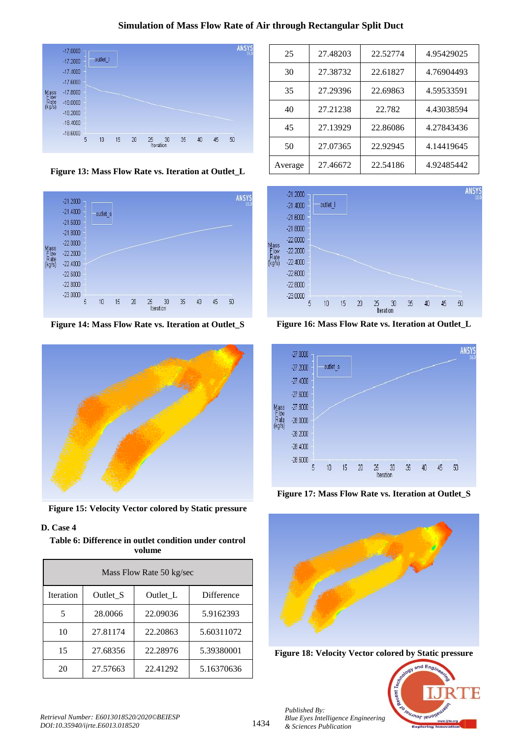Figure 13: Mass Flow Rate vs. Iteration at Outlet_L

Figure 14: Mass Flow Rate vs. Iteration at Outlet_S

Figure 15: Velocity Vector colored by Static pressure

### D. Case 4

**Table 6: Difference in outlet condition under control volume**

| Mass Flow Rate 50 kg/sec | | | |
|---|---|---|---|
| Iteration | Outlet_S | Outlet_L | Difference |
| 5 | 28.0066 | 22.09036 | 5.9162393 |
| 10 | 27.81174 | 22.20863 | 5.60311072 |
| 15 | 27.68356 | 22.28976 | 5.39380001 |
| 20 | 27.57663 | 22.41292 | 5.16370636 |
| 25 | 27.48203 | 22.52774 | 4.95429025 |
| 30 | 27.38732 | 22.61827 | 4.76904493 |
| 35 | 27.29396 | 22.69863 | 4.59533591 |
| 40 | 27.21238 | 22.782 | 4.43038594 |
| 45 | 27.13929 | 22.86086 | 4.27843436 |
| 50 | 27.07365 | 22.92945 | 4.14419645 |
| Average | 27.46672 | 22.54186 | 4.92485442 |

Figure 16: Mass Flow Rate vs. Iteration at Outlet_L

Figure 17: Mass Flow Rate vs. Iteration at Outlet_S

Figure 18: Velocity Vector colored by Static pressure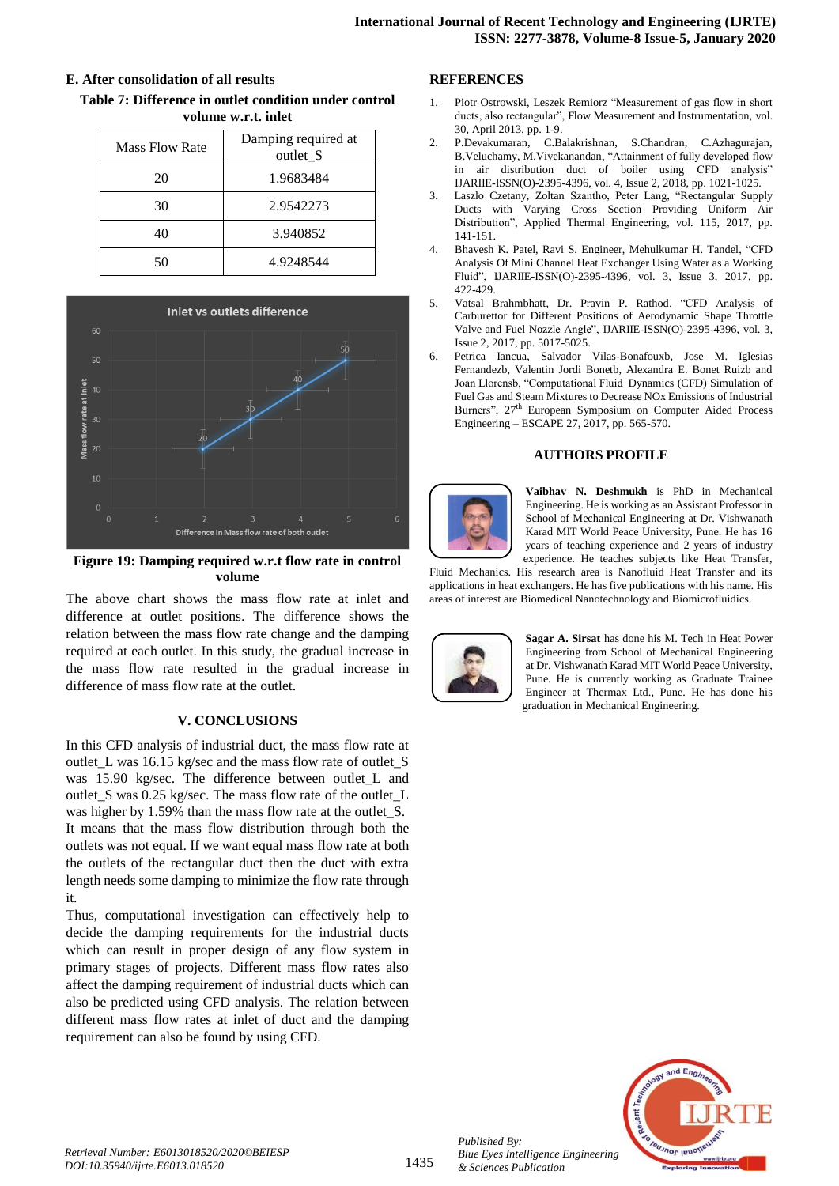### E. After consolidation of all results

**Table 7: Difference in outlet condition under control volume w.r.t. inlet**

| Mass Flow Rate | Damping required at outlet_S |
|---|---|
| 20 | 1.9683484 |
| 30 | 2.9542273 |
| 40 | 3.940852 |
| 50 | 4.9248544 |

Inlet vs outlets difference

Mass flow rate at Inlet

Difference in Mass flow rate of both outlet

60
50
40
30
20
10
0

0
1
2
3
4
5
6

20
30
40
50

**Figure 19: Damping required w.r.t flow rate in control volume**

The above chart shows the mass flow rate at inlet and difference at outlet positions. The difference shows the relation between the mass flow rate change and the damping required at each outlet. In this study, the gradual increase in the mass flow rate resulted in the gradual increase in difference of mass flow rate at the outlet.

## V. CONCLUSIONS

In this CFD analysis of industrial duct, the mass flow rate at outlet_L was 16.15 kg/sec and the mass flow rate of outlet_S was 15.90 kg/sec. The difference between outlet_L and outlet_S was 0.25 kg/sec. The mass flow rate of the outlet_L was higher by 1.59% than the mass flow rate at the outlet_S. It means that the mass flow distribution through both the outlets was not equal. If we want equal mass flow rate at both the outlets of the rectangular duct then the duct with extra length needs some damping to minimize the flow rate through it.

Thus, computational investigation can effectively help to decide the damping requirements for the industrial ducts which can result in proper design of any flow system in primary stages of projects. Different mass flow rates also affect the damping requirement of industrial ducts which can also be predicted using CFD analysis. The relation between different mass flow rates at inlet of duct and the damping requirement can also be found by using CFD.

## REFERENCES

1. Piotr Ostrowski, Leszek Remiorz "Measurement of gas flow in short ducts, also rectangular", Flow Measurement and Instrumentation, vol. 30, April 2013, pp. 1-9.
2. P.Devakumaran, C.Balakrishnan, S.Chandran, C.Azhagurajan, B.Veluchamy, M.Vivekanandan, "Attainment of fully developed flow in air distribution duct of boiler using CFD analysis" IJARIIE-ISSN(O)-2395-4396, vol. 4, Issue 2, 2018, pp. 1021-1025.
3. Laszlo Czetany, Zoltan Szantho, Peter Lang, "Rectangular Supply Ducts with Varying Cross Section Providing Uniform Air Distribution", Applied Thermal Engineering, vol. 115, 2017, pp. 141-151.
4. Bhavesh K. Patel, Ravi S. Engineer, Mehulkumar H. Tandel, "CFD Analysis Of Mini Channel Heat Exchanger Using Water as a Working Fluid", IJARIIE-ISSN(O)-2395-4396, vol. 3, Issue 3, 2017, pp. 422-429.
5. Vatsal Brahmbhatt, Dr. Pravin P. Rathod, "CFD Analysis of Carburettor for Different Positions of Aerodynamic Shape Throttle Valve and Fuel Nozzle Angle", IJARIIE-ISSN(O)-2395-4396, vol. 3, Issue 2, 2017, pp. 5017-5025.
6. Petrica Iancua, Salvador Vilas-Bonafouxb, Jose M. Iglesias Fernandezb, Valentin Jordi Bonetb, Alexandra E. Bonet Ruizb and Joan Llorensb, "Computational Fluid Dynamics (CFD) Simulation of Fuel Gas and Steam Mixtures to Decrease NOx Emissions of Industrial Burners", 27th European Symposium on Computer Aided Process Engineering – ESCAPE 27, 2017, pp. 565-570.

## AUTHORS PROFILE

**Vaibhav N. Deshmukh** is PhD in Mechanical Engineering. He is working as an Assistant Professor in School of Mechanical Engineering at Dr. Vishwanath Karad MIT World Peace University, Pune. He has 16 years of teaching experience and 2 years of industry experience. He teaches subjects like Heat Transfer, Fluid Mechanics. His research area is Nanofluid Heat Transfer and its applications in heat exchangers. He has five publications with his name. His areas of interest are Biomedical Nanotechnology and Biomicrofluidics.

**Sagar A. Sirsat** has done his M. Tech in Heat Power Engineering from School of Mechanical Engineering at Dr. Vishwanath Karad MIT World Peace University, Pune. He is currently working as Graduate Trainee Engineer at Thermax Ltd., Pune. He has done his graduation in Mechanical Engineering.